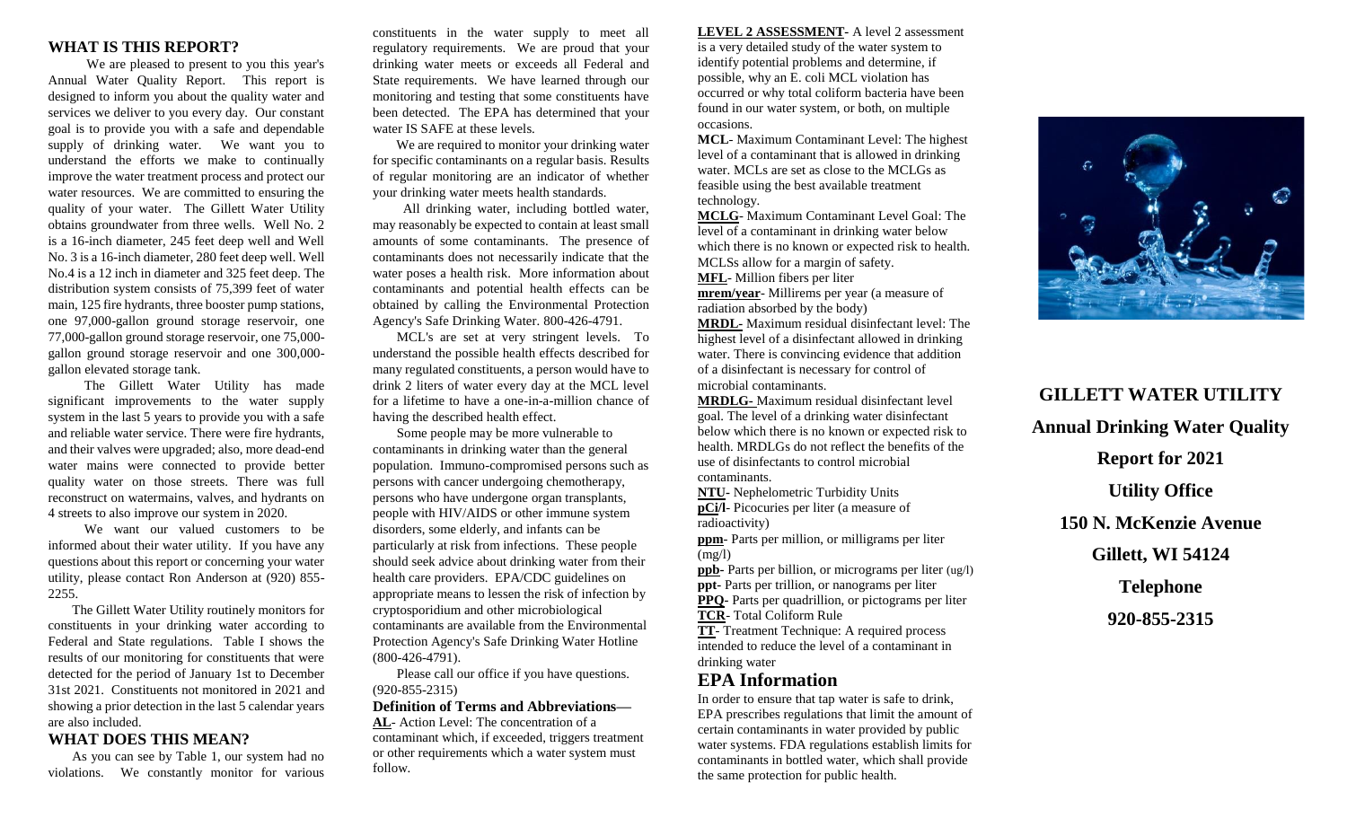## WHAT IS THIS REPORT?

We are pleased to present to you this year's Annual Water Quality Report. This report is designed to inform you about the quality water and services we deliver to you every day. Our constant goal is to provide you with a safe and dependable supply of drinking water. We want you to understand the efforts we make to continually improve the water treatment process and protect our water resources. We are committed to ensuring the quality of your water. The Gillett Water Utility obtains groundwater from three wells. Well No. 2 is a 16-inch diameter, 245 feet deep well and Well No. 3 is a 16-inch diameter, 280 feet deep well. Well No.4 is a 12 inch in diameter and 325 feet deep. The distribution system consists of 75,399 feet of water main, 125 fire hydrants, three booster pump stations, one 97,000-gallon ground storage reservoir, one 77,000-gallon ground storage reservoir, one 75,000-gallon ground storage reservoir and one 300,000-gallon elevated storage tank.

The Gillett Water Utility has made significant improvements to the water supply system in the last 5 years to provide you with a safe and reliable water service. There were fire hydrants, and their valves were upgraded; also, more dead-end water mains were connected to provide better quality water on those streets. There was full reconstruct on watermains, valves, and hydrants on 4 streets to also improve our system in 2020.

We want our valued customers to be informed about their water utility. If you have any questions about this report or concerning your water utility, please contact Ron Anderson at (920) 855-2255.

The Gillett Water Utility routinely monitors for constituents in your drinking water according to Federal and State regulations. Table I shows the results of our monitoring for constituents that were detected for the period of January 1st to December 31st 2021. Constituents not monitored in 2021 and showing a prior detection in the last 5 calendar years are also included.

## WHAT DOES THIS MEAN?

As you can see by Table 1, our system had no violations. We constantly monitor for various constituents in the water supply to meet all regulatory requirements. We are proud that your drinking water meets or exceeds all Federal and State requirements. We have learned through our monitoring and testing that some constituents have been detected. The EPA has determined that your water IS SAFE at these levels.

We are required to monitor your drinking water for specific contaminants on a regular basis. Results of regular monitoring are an indicator of whether your drinking water meets health standards.

All drinking water, including bottled water, may reasonably be expected to contain at least small amounts of some contaminants. The presence of contaminants does not necessarily indicate that the water poses a health risk. More information about contaminants and potential health effects can be obtained by calling the Environmental Protection Agency's Safe Drinking Water. 800-426-4791.

MCL's are set at very stringent levels. To understand the possible health effects described for many regulated constituents, a person would have to drink 2 liters of water every day at the MCL level for a lifetime to have a one-in-a-million chance of having the described health effect.

Some people may be more vulnerable to contaminants in drinking water than the general population. Immuno-compromised persons such as persons with cancer undergoing chemotherapy, persons who have undergone organ transplants, people with HIV/AIDS or other immune system disorders, some elderly, and infants can be particularly at risk from infections. These people should seek advice about drinking water from their health care providers. EPA/CDC guidelines on appropriate means to lessen the risk of infection by cryptosporidium and other microbiological contaminants are available from the Environmental Protection Agency's Safe Drinking Water Hotline (800-426-4791).

Please call our office if you have questions. (920-855-2315)

**Definition of Terms and Abbreviations**—

**AL**- Action Level: The concentration of a contaminant which, if exceeded, triggers treatment or other requirements which a water system must follow.

**LEVEL 2 ASSESSMENT**- A level 2 assessment is a very detailed study of the water system to identify potential problems and determine, if possible, why an E. coli MCL violation has occurred or why total coliform bacteria have been found in our water system, or both, on multiple occasions.

**MCL**- Maximum Contaminant Level: The highest level of a contaminant that is allowed in drinking water. MCLs are set as close to the MCLGs as feasible using the best available treatment technology.

**MCLG**- Maximum Contaminant Level Goal: The level of a contaminant in drinking water below which there is no known or expected risk to health. MCLSs allow for a margin of safety.

**MFL**- Million fibers per liter

**mrem/year**- Millirems per year (a measure of radiation absorbed by the body)

**MRDL**- Maximum residual disinfectant level: The highest level of a disinfectant allowed in drinking water. There is convincing evidence that addition of a disinfectant is necessary for control of microbial contaminants.

**MRDLG**- Maximum residual disinfectant level goal. The level of a drinking water disinfectant below which there is no known or expected risk to health. MRDLGs do not reflect the benefits of the use of disinfectants to control microbial contaminants.

**NTU**- Nephelometric Turbidity Units

**pCi/l**- Picocuries per liter (a measure of radioactivity)

**ppm**- Parts per million, or milligrams per liter (mg/l)

**ppb**- Parts per billion, or micrograms per liter (ug/l)

**ppt**- Parts per trillion, or nanograms per liter

**PPQ**- Parts per quadrillion, or pictograms per liter

**TCR**- Total Coliform Rule

**TT**- Treatment Technique: A required process intended to reduce the level of a contaminant in drinking water

## EPA Information

In order to ensure that tap water is safe to drink, EPA prescribes regulations that limit the amount of certain contaminants in water provided by public water systems. FDA regulations establish limits for contaminants in bottled water, which shall provide the same protection for public health.

# GILLETT WATER UTILITY

## Annual Drinking Water Quality Report for 2021

**Utility Office**

**150 N. McKenzie Avenue**

**Gillett, WI 54124**

**Telephone**

**920-855-2315**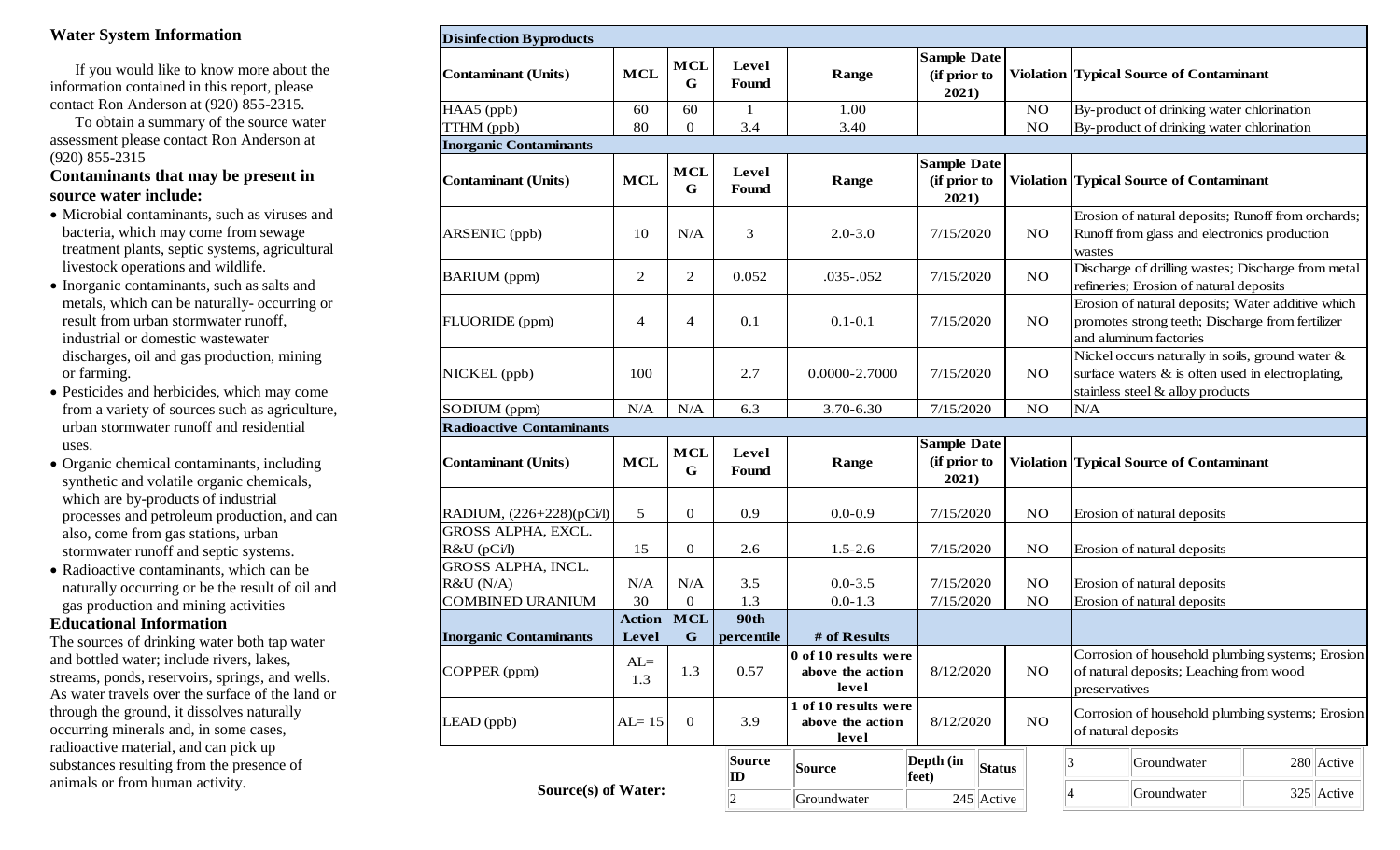## Water System Information

If you would like to know more about the information contained in this report, please contact Ron Anderson at (920) 855-2315.

To obtain a summary of the source water assessment please contact Ron Anderson at (920) 855-2315

### Contaminants that may be present in source water include:

- Microbial contaminants, such as viruses and bacteria, which may come from sewage treatment plants, septic systems, agricultural livestock operations and wildlife.
- Inorganic contaminants, such as salts and metals, which can be naturally- occurring or result from urban stormwater runoff, industrial or domestic wastewater discharges, oil and gas production, mining or farming.
- Pesticides and herbicides, which may come from a variety of sources such as agriculture, urban stormwater runoff and residential uses.
- Organic chemical contaminants, including synthetic and volatile organic chemicals, which are by-products of industrial processes and petroleum production, and can also, come from gas stations, urban stormwater runoff and septic systems.
- Radioactive contaminants, which can be naturally occurring or be the result of oil and gas production and mining activities

### Educational Information

The sources of drinking water both tap water and bottled water; include rivers, lakes, streams, ponds, reservoirs, springs, and wells. As water travels over the surface of the land or through the ground, it dissolves naturally occurring minerals and, in some cases, radioactive material, and can pick up substances resulting from the presence of animals or from human activity.

| **Disinfection Byproducts** | | | | | | | |
|---|---|---|---|---|---|---|---|
| **Contaminant (Units)** | **MCL** | **MCLG** | **Level Found** | **Range** | **Sample Date (if prior to 2021)** | **Violation** | **Typical Source of Contaminant** |
| HAA5 (ppb) | 60 | 60 | 1 | 1.00 | | NO | By-product of drinking water chlorination |
| TTHM (ppb) | 80 | 0 | 3.4 | 3.40 | | NO | By-product of drinking water chlorination |
| **Inorganic Contaminants** | | | | | | | |
| **Contaminant (Units)** | **MCL** | **MCLG** | **Level Found** | **Range** | **Sample Date (if prior to 2021)** | **Violation** | **Typical Source of Contaminant** |
| ARSENIC (ppb) | 10 | N/A | 3 | 2.0-3.0 | 7/15/2020 | NO | Erosion of natural deposits; Runoff from orchards; Runoff from glass and electronics production wastes |
| BARIUM (ppm) | 2 | 2 | 0.052 | .035-.052 | 7/15/2020 | NO | Discharge of drilling wastes; Discharge from metal refineries; Erosion of natural deposits |
| FLUORIDE (ppm) | 4 | 4 | 0.1 | 0.1-0.1 | 7/15/2020 | NO | Erosion of natural deposits; Water additive which promotes strong teeth; Discharge from fertilizer and aluminum factories |
| NICKEL (ppb) | 100 | | 2.7 | 0.0000-2.7000 | 7/15/2020 | NO | Nickel occurs naturally in soils, ground water & surface waters & is often used in electroplating, stainless steel & alloy products |
| SODIUM (ppm) | N/A | N/A | 6.3 | 3.70-6.30 | 7/15/2020 | NO | N/A |
| **Radioactive Contaminants** | | | | | | | |
| **Contaminant (Units)** | **MCL** | **MCLG** | **Level Found** | **Range** | **Sample Date (if prior to 2021)** | **Violation** | **Typical Source of Contaminant** |
| RADIUM, (226+228)(pCi/l) | 5 | 0 | 0.9 | 0.0-0.9 | 7/15/2020 | NO | Erosion of natural deposits |
| GROSS ALPHA, EXCL. R&U (pCi/l) | 15 | 0 | 2.6 | 1.5-2.6 | 7/15/2020 | NO | Erosion of natural deposits |
| GROSS ALPHA, INCL. R&U (N/A) | N/A | N/A | 3.5 | 0.0-3.5 | 7/15/2020 | NO | Erosion of natural deposits |
| COMBINED URANIUM | 30 | 0 | 1.3 | 0.0-1.3 | 7/15/2020 | NO | Erosion of natural deposits |
| **Inorganic Contaminants** | **Action Level** | **MCLG** | **90th percentile** | **# of Results** | | | |
| COPPER (ppm) | AL= 1.3 | 1.3 | 0.57 | 0 of 10 results were above the action level | 8/12/2020 | NO | Corrosion of household plumbing systems; Erosion of natural deposits; Leaching from wood preservatives |
| LEAD (ppb) | AL= 15 | 0 | 3.9 | 1 of 10 results were above the action level | 8/12/2020 | NO | Corrosion of household plumbing systems; Erosion of natural deposits |

**Source(s) of Water:**

| Source ID | Source | Depth (in feet) | Status |
|---|---|---|---|
| 2 | Groundwater | 245 | Active |
| 3 | Groundwater | 280 | Active |
| 4 | Groundwater | 325 | Active |